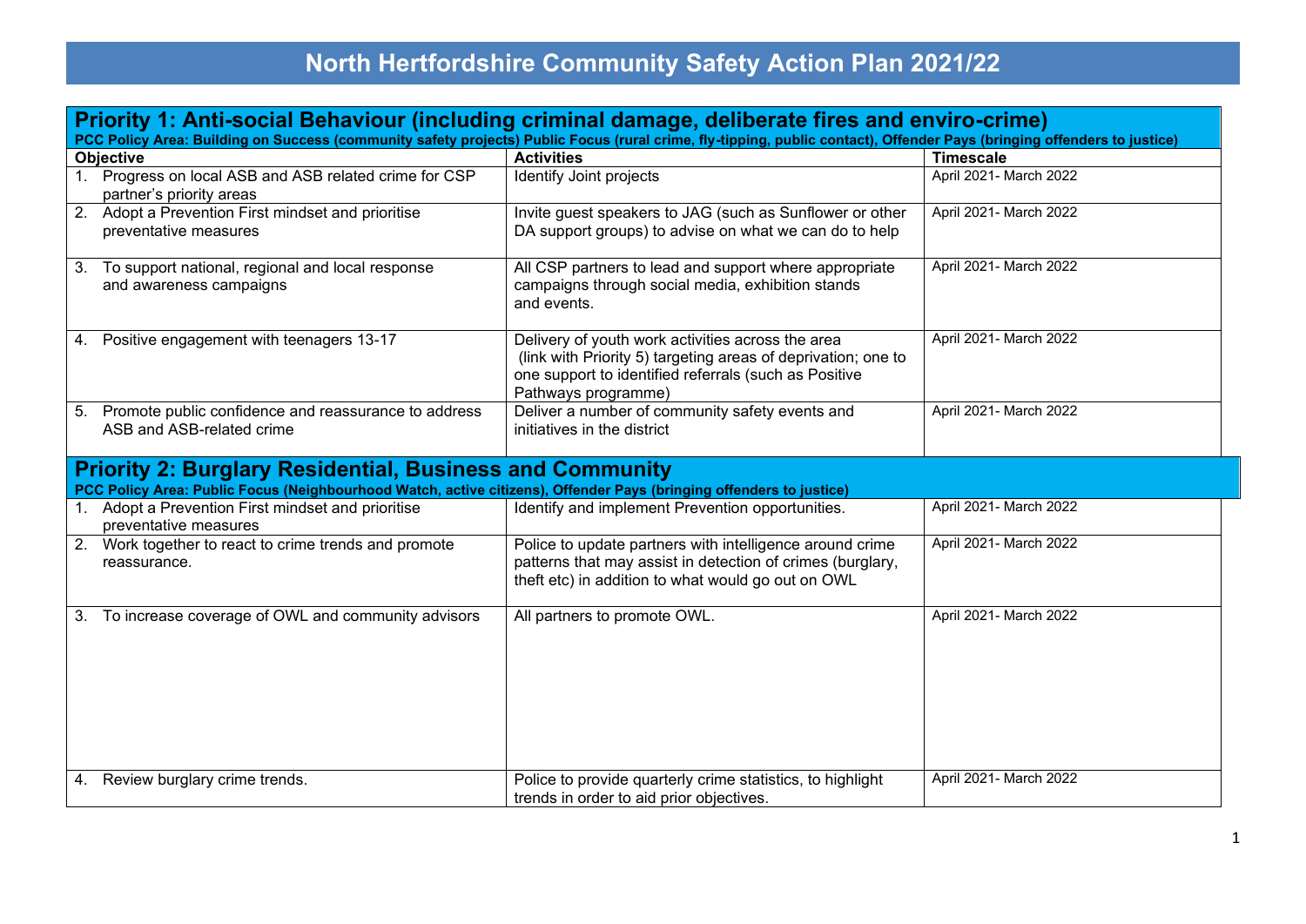# North Hertfordshire Community Safety Action Plan 2021/22

## Priority 1: Anti-social Behaviour (including criminal damage, deliberate fires and enviro-crime)

**PCC Policy Area: Building on Success (community safety projects) Public Focus (rural crime, fly-tipping, public contact), Offender Pays (bringing offenders to justice)**

| Objective | Activities | Timescale |
|---|---|---|
| 1. Progress on local ASB and ASB related crime for CSP partner's priority areas | Identify Joint projects | April 2021- March 2022 |
| 2. Adopt a Prevention First mindset and prioritise preventative measures | Invite guest speakers to JAG (such as Sunflower or other DA support groups) to advise on what we can do to help | April 2021- March 2022 |
| 3. To support national, regional and local response and awareness campaigns | All CSP partners to lead and support where appropriate campaigns through social media, exhibition stands and events. | April 2021- March 2022 |
| 4. Positive engagement with teenagers 13-17 | Delivery of youth work activities across the area (link with Priority 5) targeting areas of deprivation; one to one support to identified referrals (such as Positive Pathways programme) | April 2021- March 2022 |
| 5. Promote public confidence and reassurance to address ASB and ASB-related crime | Deliver a number of community safety events and initiatives in the district | April 2021- March 2022 |

## Priority 2: Burglary Residential, Business and Community

**PCC Policy Area: Public Focus (Neighbourhood Watch, active citizens), Offender Pays (bringing offenders to justice)**

| Objective | Activities | Timescale |
|---|---|---|
| 1. Adopt a Prevention First mindset and prioritise preventative measures | Identify and implement Prevention opportunities. | April 2021- March 2022 |
| 2. Work together to react to crime trends and promote reassurance. | Police to update partners with intelligence around crime patterns that may assist in detection of crimes (burglary, theft etc) in addition to what would go out on OWL | April 2021- March 2022 |
| 3. To increase coverage of OWL and community advisors | All partners to promote OWL. | April 2021- March 2022 |
| 4. Review burglary crime trends. | Police to provide quarterly crime statistics, to highlight trends in order to aid prior objectives. | April 2021- March 2022 |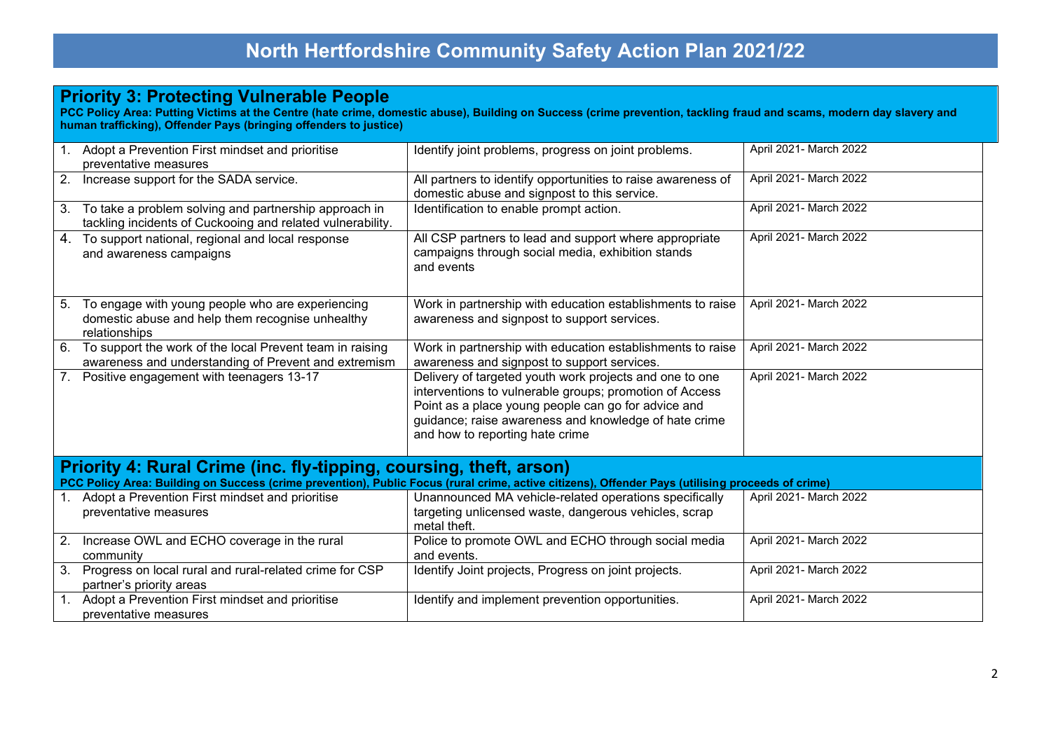# North Hertfordshire Community Safety Action Plan 2021/22

## Priority 3: Protecting Vulnerable People

**PCC Policy Area: Putting Victims at the Centre (hate crime, domestic abuse), Building on Success (crime prevention, tackling fraud and scams, modern day slavery and human trafficking), Offender Pays (bringing offenders to justice)**

| Action | Activity | Timescale |
|---|---|---|
| 1. Adopt a Prevention First mindset and prioritise preventative measures | Identify joint problems, progress on joint problems. | April 2021- March 2022 |
| 2. Increase support for the SADA service. | All partners to identify opportunities to raise awareness of domestic abuse and signpost to this service. | April 2021- March 2022 |
| 3. To take a problem solving and partnership approach in tackling incidents of Cuckooing and related vulnerability. | Identification to enable prompt action. | April 2021- March 2022 |
| 4. To support national, regional and local response and awareness campaigns | All CSP partners to lead and support where appropriate campaigns through social media, exhibition stands and events | April 2021- March 2022 |
| 5. To engage with young people who are experiencing domestic abuse and help them recognise unhealthy relationships | Work in partnership with education establishments to raise awareness and signpost to support services. | April 2021- March 2022 |
| 6. To support the work of the local Prevent team in raising awareness and understanding of Prevent and extremism | Work in partnership with education establishments to raise awareness and signpost to support services. | April 2021- March 2022 |
| 7. Positive engagement with teenagers 13-17 | Delivery of targeted youth work projects and one to one interventions to vulnerable groups; promotion of Access Point as a place young people can go for advice and guidance; raise awareness and knowledge of hate crime and how to reporting hate crime | April 2021- March 2022 |

## Priority 4: Rural Crime (inc. fly-tipping, coursing, theft, arson)

**PCC Policy Area: Building on Success (crime prevention), Public Focus (rural crime, active citizens), Offender Pays (utilising proceeds of crime)**

| Action | Activity | Timescale |
|---|---|---|
| 1. Adopt a Prevention First mindset and prioritise preventative measures | Unannounced MA vehicle-related operations specifically targeting unlicensed waste, dangerous vehicles, scrap metal theft. | April 2021- March 2022 |
| 2. Increase OWL and ECHO coverage in the rural community | Police to promote OWL and ECHO through social media and events. | April 2021- March 2022 |
| 3. Progress on local rural and rural-related crime for CSP partner's priority areas | Identify Joint projects, Progress on joint projects. | April 2021- March 2022 |
| 1. Adopt a Prevention First mindset and prioritise preventative measures | Identify and implement prevention opportunities. | April 2021- March 2022 |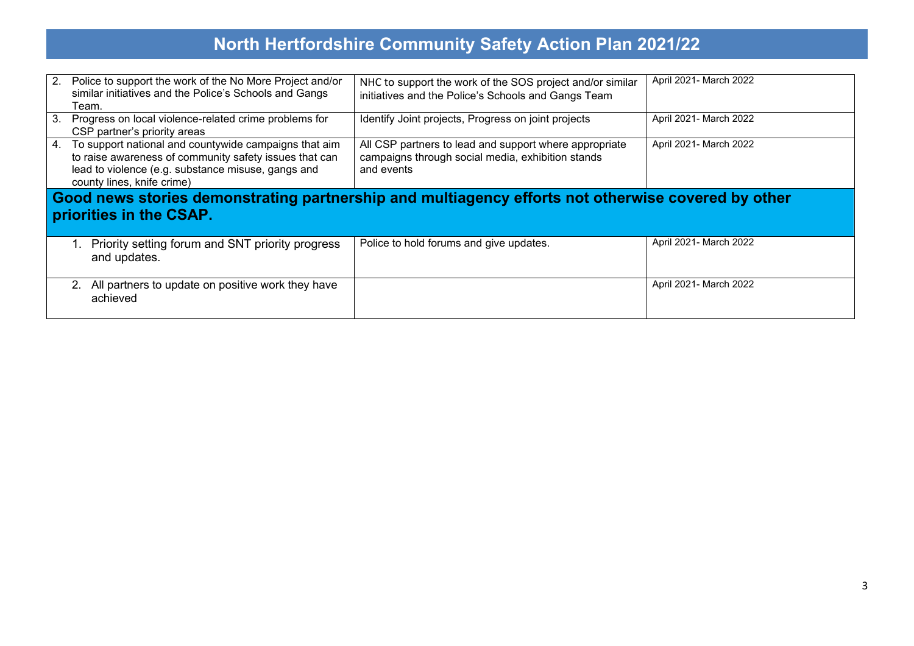# North Hertfordshire Community Safety Action Plan 2021/22

| | | |
|---|---|---|
| 2. Police to support the work of the No More Project and/or similar initiatives and the Police's Schools and Gangs Team. | NHC to support the work of the SOS project and/or similar initiatives and the Police's Schools and Gangs Team | April 2021- March 2022 |
| 3. Progress on local violence-related crime problems for CSP partner's priority areas | Identify Joint projects, Progress on joint projects | April 2021- March 2022 |
| 4. To support national and countywide campaigns that aim to raise awareness of community safety issues that can lead to violence (e.g. substance misuse, gangs and county lines, knife crime) | All CSP partners to lead and support where appropriate campaigns through social media, exhibition stands and events | April 2021- March 2022 |
| **Good news stories demonstrating partnership and multiagency efforts not otherwise covered by other priorities in the CSAP.** | | |
| 1. Priority setting forum and SNT priority progress and updates. | Police to hold forums and give updates. | April 2021- March 2022 |
| 2. All partners to update on positive work they have achieved | | April 2021- March 2022 |